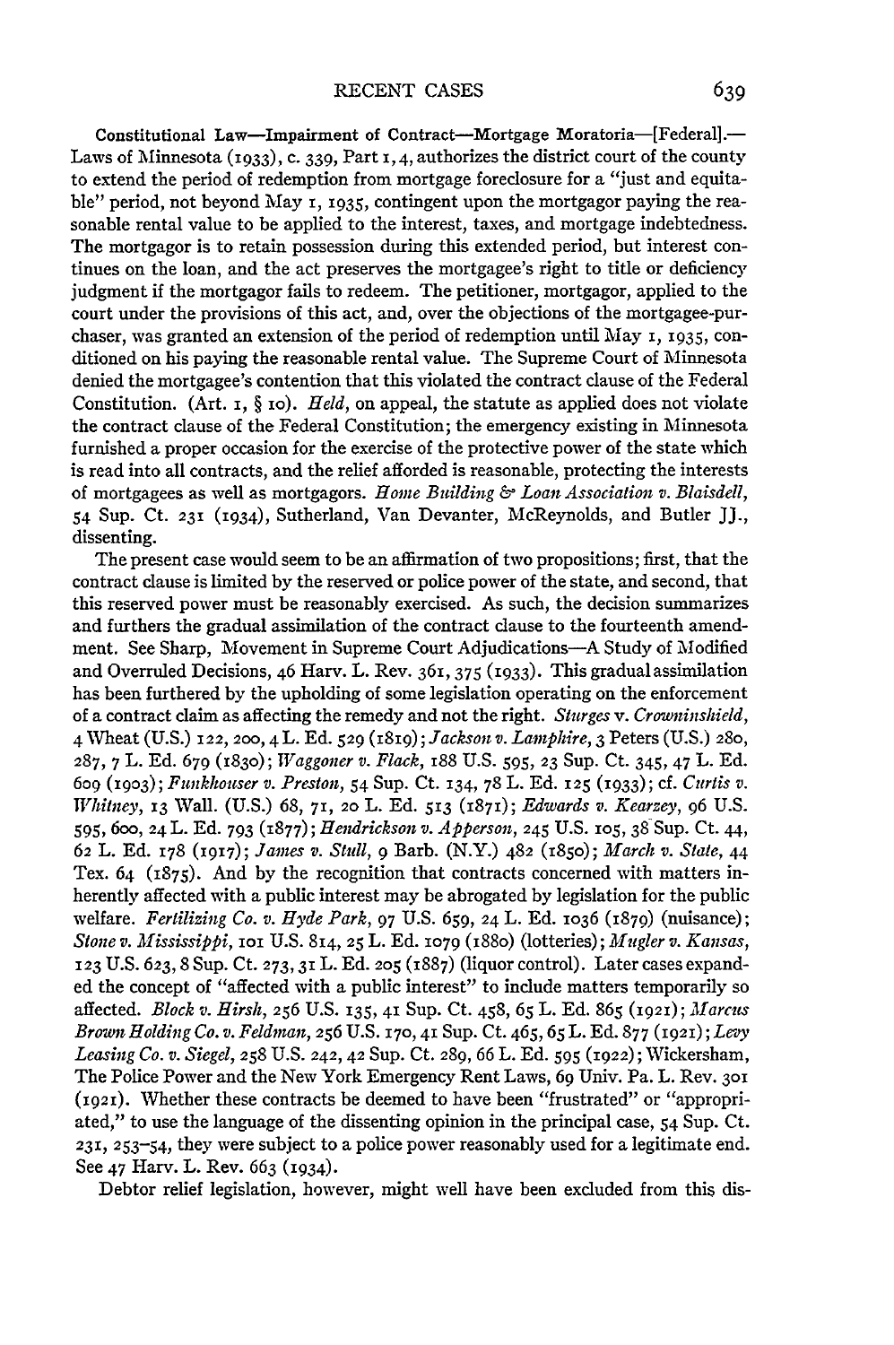**Constitutional Law—Impairment of Contract—Mortgage Moratoria—[Federal].**—Laws of Minnesota (1933), c. 339, Part 1, 4, authorizes the district court of the county to extend the period of redemption from mortgage foreclosure for a "just and equitable" period, not beyond May 1, 1935, contingent upon the mortgagor paying the reasonable rental value to be applied to the interest, taxes, and mortgage indebtedness. The mortgagor is to retain possession during this extended period, but interest continues on the loan, and the act preserves the mortgagee's right to title or deficiency judgment if the mortgagor fails to redeem. The petitioner, mortgagor, applied to the court under the provisions of this act, and, over the objections of the mortgagee-purchaser, was granted an extension of the period of redemption until May 1, 1935, conditioned on his paying the reasonable rental value. The Supreme Court of Minnesota denied the mortgagee's contention that this violated the contract clause of the Federal Constitution. (Art. 1, § 10). *Held*, on appeal, the statute as applied does not violate the contract clause of the Federal Constitution; the emergency existing in Minnesota furnished a proper occasion for the exercise of the protective power of the state which is read into all contracts, and the relief afforded is reasonable, protecting the interests of mortgagees as well as mortgagors. *Home Building & Loan Association v. Blaisdell*, 54 Sup. Ct. 231 (1934), Sutherland, Van Devanter, McReynolds, and Butler JJ., dissenting.

The present case would seem to be an affirmation of two propositions; first, that the contract clause is limited by the reserved or police power of the state, and second, that this reserved power must be reasonably exercised. As such, the decision summarizes and furthers the gradual assimilation of the contract clause to the fourteenth amendment. See Sharp, Movement in Supreme Court Adjudications—A Study of Modified and Overruled Decisions, 46 Harv. L. Rev. 361, 375 (1933). This gradual assimilation has been furthered by the upholding of some legislation operating on the enforcement of a contract claim as affecting the remedy and not the right. *Sturges* v. *Crowninshield*, 4 Wheat (U.S.) 122, 200, 4 L. Ed. 529 (1819); *Jackson v. Lamphire*, 3 Peters (U.S.) 280, 287, 7 L. Ed. 679 (1830); *Waggoner v. Flack*, 188 U.S. 595, 23 Sup. Ct. 345, 47 L. Ed. 609 (1903); *Funkhouser v. Preston*, 54 Sup. Ct. 134, 78 L. Ed. 125 (1933); cf. *Curtis v. Whitney*, 13 Wall. (U.S.) 68, 71, 20 L. Ed. 513 (1871); *Edwards v. Kearzey*, 96 U.S. 595, 600, 24 L. Ed. 793 (1877); *Hendrickson v. Apperson*, 245 U.S. 105, 38 Sup. Ct. 44, 62 L. Ed. 178 (1917); *James v. Stull*, 9 Barb. (N.Y.) 482 (1850); *March v. State*, 44 Tex. 64 (1875). And by the recognition that contracts concerned with matters inherently affected with a public interest may be abrogated by legislation for the public welfare. *Fertilizing Co. v. Hyde Park*, 97 U.S. 659, 24 L. Ed. 1036 (1879) (nuisance); *Stone v. Mississippi*, 101 U.S. 814, 25 L. Ed. 1079 (1880) (lotteries); *Mugler v. Kansas*, 123 U.S. 623, 8 Sup. Ct. 273, 31 L. Ed. 205 (1887) (liquor control). Later cases expanded the concept of "affected with a public interest" to include matters temporarily so affected. *Block v. Hirsh*, 256 U.S. 135, 41 Sup. Ct. 458, 65 L. Ed. 865 (1921); *Marcus Brown Holding Co. v. Feldman*, 256 U.S. 170, 41 Sup. Ct. 465, 65 L. Ed. 877 (1921); *Levy Leasing Co. v. Siegel*, 258 U.S. 242, 42 Sup. Ct. 289, 66 L. Ed. 595 (1922); Wickersham, The Police Power and the New York Emergency Rent Laws, 69 Univ. Pa. L. Rev. 301 (1921). Whether these contracts be deemed to have been "frustrated" or "appropriated," to use the language of the dissenting opinion in the principal case, 54 Sup. Ct. 231, 253–54, they were subject to a police power reasonably used for a legitimate end. See 47 Harv. L. Rev. 663 (1934).

Debtor relief legislation, however, might well have been excluded from this dis-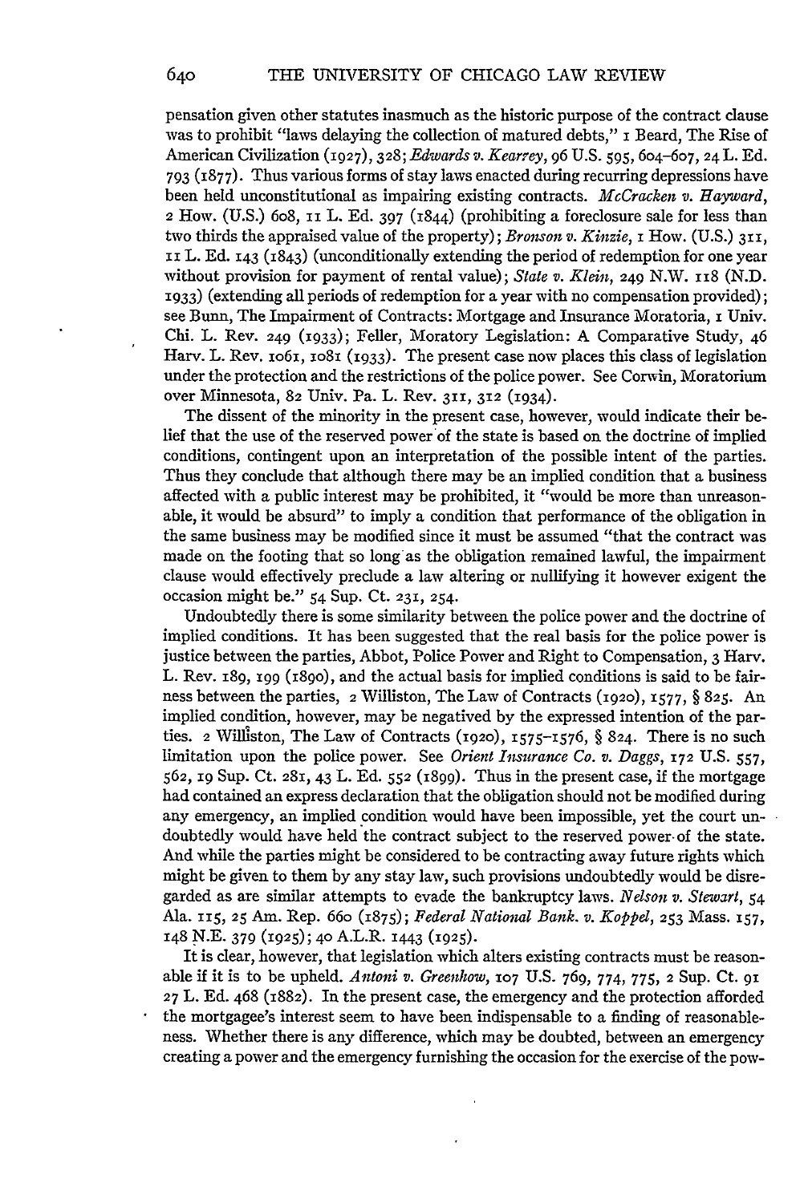pensation given other statutes inasmuch as the historic purpose of the contract clause was to prohibit "laws delaying the collection of matured debts," 1 Beard, The Rise of American Civilization (1927), 328; *Edwards v. Kearney*, 96 U.S. 595, 604–607, 24 L. Ed. 793 (1877). Thus various forms of stay laws enacted during recurring depressions have been held unconstitutional as impairing existing contracts. *McCracken v. Hayward*, 2 How. (U.S.) 608, 11 L. Ed. 397 (1844) (prohibiting a foreclosure sale for less than two thirds the appraised value of the property); *Bronson v. Kinzie*, 1 How. (U.S.) 311, 11 L. Ed. 143 (1843) (unconditionally extending the period of redemption for one year without provision for payment of rental value); *State v. Klein*, 249 N.W. 118 (N.D. 1933) (extending all periods of redemption for a year with no compensation provided); see Bunn, The Impairment of Contracts: Mortgage and Insurance Moratoria, 1 Univ. Chi. L. Rev. 249 (1933); Feller, Moratory Legislation: A Comparative Study, 46 Harv. L. Rev. 1061, 1081 (1933). The present case now places this class of legislation under the protection and the restrictions of the police power. See Corwin, Moratorium over Minnesota, 82 Univ. Pa. L. Rev. 311, 312 (1934).

The dissent of the minority in the present case, however, would indicate their belief that the use of the reserved power of the state is based on the doctrine of implied conditions, contingent upon an interpretation of the possible intent of the parties. Thus they conclude that although there may be an implied condition that a business affected with a public interest may be prohibited, it "would be more than unreasonable, it would be absurd" to imply a condition that performance of the obligation in the same business may be modified since it must be assumed "that the contract was made on the footing that so long as the obligation remained lawful, the impairment clause would effectively preclude a law altering or nullifying it however exigent the occasion might be." 54 Sup. Ct. 231, 254.

Undoubtedly there is some similarity between the police power and the doctrine of implied conditions. It has been suggested that the real basis for the police power is justice between the parties, Abbot, Police Power and Right to Compensation, 3 Harv. L. Rev. 189, 199 (1890), and the actual basis for implied conditions is said to be fairness between the parties, 2 Williston, The Law of Contracts (1920), 1577, § 825. An implied condition, however, may be negatived by the expressed intention of the parties. 2 Williston, The Law of Contracts (1920), 1575–1576, § 824. There is no such limitation upon the police power. See *Orient Insurance Co. v. Daggs*, 172 U.S. 557, 562, 19 Sup. Ct. 281, 43 L. Ed. 552 (1899). Thus in the present case, if the mortgage had contained an express declaration that the obligation should not be modified during any emergency, an implied condition would have been impossible, yet the court undoubtedly would have held the contract subject to the reserved power of the state. And while the parties might be considered to be contracting away future rights which might be given to them by any stay law, such provisions undoubtedly would be disregarded as are similar attempts to evade the bankruptcy laws. *Nelson v. Stewart*, 54 Ala. 115, 25 Am. Rep. 660 (1875); *Federal National Bank. v. Koppel*, 253 Mass. 157, 148 N.E. 379 (1925); 40 A.L.R. 1443 (1925).

It is clear, however, that legislation which alters existing contracts must be reasonable if it is to be upheld. *Antoni v. Greenhow*, 107 U.S. 769, 774, 775, 2 Sup. Ct. 91 27 L. Ed. 468 (1882). In the present case, the emergency and the protection afforded the mortgagee's interest seem to have been indispensable to a finding of reasonableness. Whether there is any difference, which may be doubted, between an emergency creating a power and the emergency furnishing the occasion for the exercise of the pow-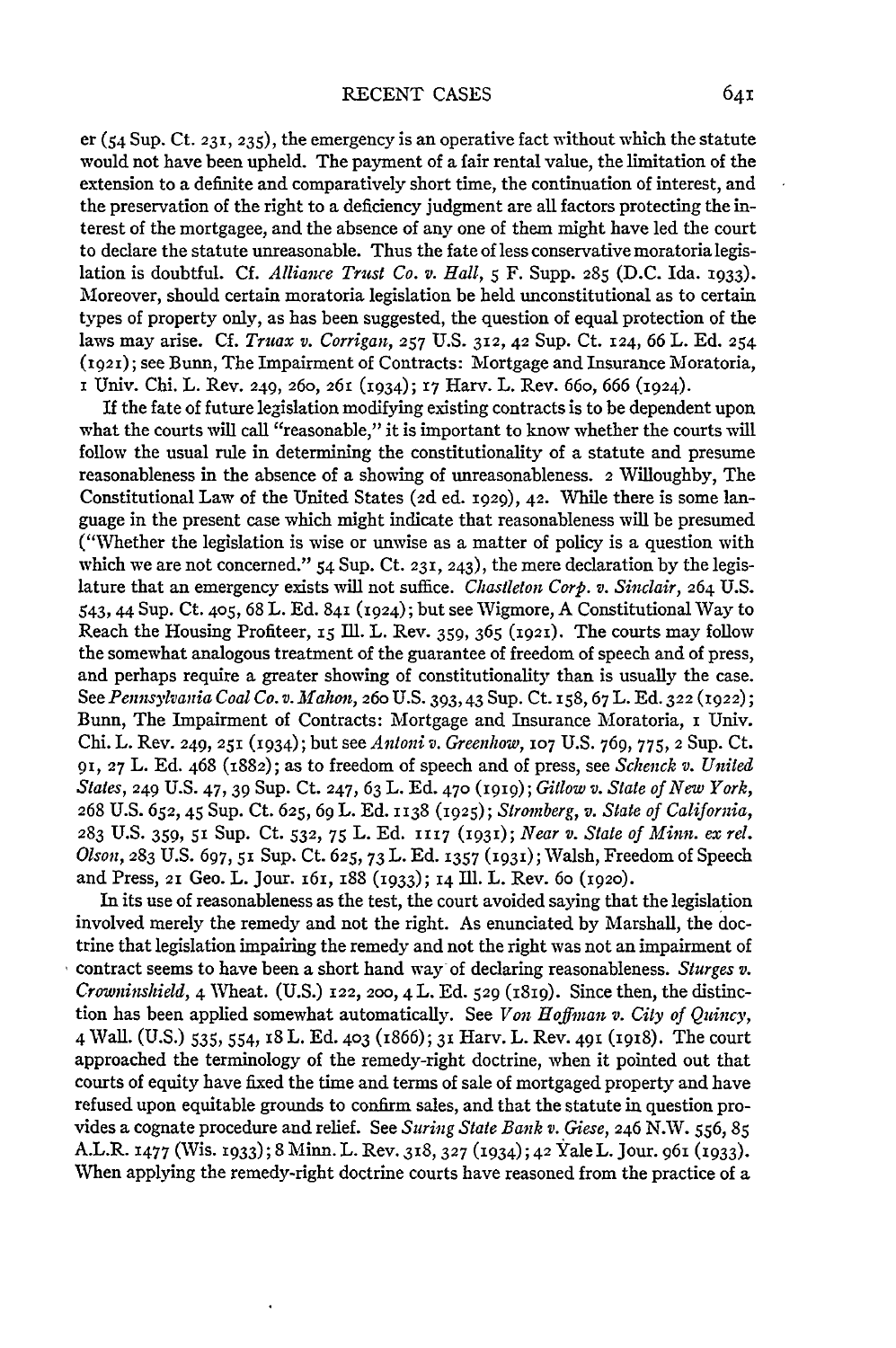er (54 Sup. Ct. 231, 235), the emergency is an operative fact without which the statute would not have been upheld. The payment of a fair rental value, the limitation of the extension to a definite and comparatively short time, the continuation of interest, and the preservation of the right to a deficiency judgment are all factors protecting the interest of the mortgagee, and the absence of any one of them might have led the court to declare the statute unreasonable. Thus the fate of less conservative moratoria legislation is doubtful. Cf. *Alliance Trust Co. v. Hall*, 5 F. Supp. 285 (D.C. Ida. 1933). Moreover, should certain moratoria legislation be held unconstitutional as to certain types of property only, as has been suggested, the question of equal protection of the laws may arise. Cf. *Truax v. Corrigan*, 257 U.S. 312, 42 Sup. Ct. 124, 66 L. Ed. 254 (1921); see Bunn, The Impairment of Contracts: Mortgage and Insurance Moratoria, 1 Univ. Chi. L. Rev. 249, 260, 261 (1934); 17 Harv. L. Rev. 660, 666 (1924).

If the fate of future legislation modifying existing contracts is to be dependent upon what the courts will call "reasonable," it is important to know whether the courts will follow the usual rule in determining the constitutionality of a statute and presume reasonableness in the absence of a showing of unreasonableness. 2 Willoughby, The Constitutional Law of the United States (2d ed. 1929), 42. While there is some language in the present case which might indicate that reasonableness will be presumed ("Whether the legislation is wise or unwise as a matter of policy is a question with which we are not concerned." 54 Sup. Ct. 231, 243), the mere declaration by the legislature that an emergency exists will not suffice. *Chastleton Corp. v. Sinclair*, 264 U.S. 543, 44 Sup. Ct. 405, 68 L. Ed. 841 (1924); but see Wigmore, A Constitutional Way to Reach the Housing Profiteer, 15 Ill. L. Rev. 359, 365 (1921). The courts may follow the somewhat analogous treatment of the guarantee of freedom of speech and of press, and perhaps require a greater showing of constitutionality than is usually the case. See *Pennsylvania Coal Co. v. Mahon*, 260 U.S. 393, 43 Sup. Ct. 158, 67 L. Ed. 322 (1922); Bunn, The Impairment of Contracts: Mortgage and Insurance Moratoria, 1 Univ. Chi. L. Rev. 249, 251 (1934); but see *Antoni v. Greenhow*, 107 U.S. 769, 775, 2 Sup. Ct. 91, 27 L. Ed. 468 (1882); as to freedom of speech and of press, see *Schenck v. United States*, 249 U.S. 47, 39 Sup. Ct. 247, 63 L. Ed. 470 (1919); *Gitlow v. State of New York*, 268 U.S. 652, 45 Sup. Ct. 625, 69 L. Ed. 1138 (1925); *Stromberg, v. State of California*, 283 U.S. 359, 51 Sup. Ct. 532, 75 L. Ed. 1117 (1931); *Near v. State of Minn. ex rel. Olson*, 283 U.S. 697, 51 Sup. Ct. 625, 73 L. Ed. 1357 (1931); Walsh, Freedom of Speech and Press, 21 Geo. L. Jour. 161, 188 (1933); 14 Ill. L. Rev. 60 (1920).

In its use of reasonableness as the test, the court avoided saying that the legislation involved merely the remedy and not the right. As enunciated by Marshall, the doctrine that legislation impairing the remedy and not the right was not an impairment of contract seems to have been a short hand way of declaring reasonableness. *Sturges v. Crowninshield*, 4 Wheat. (U.S.) 122, 200, 4 L. Ed. 529 (1819). Since then, the distinction has been applied somewhat automatically. See *Von Hoffman v. City of Quincy*, 4 Wall. (U.S.) 535, 554, 18 L. Ed. 403 (1866); 31 Harv. L. Rev. 491 (1918). The court approached the terminology of the remedy-right doctrine, when it pointed out that courts of equity have fixed the time and terms of sale of mortgaged property and have refused upon equitable grounds to confirm sales, and that the statute in question provides a cognate procedure and relief. See *Suring State Bank v. Giese*, 246 N.W. 556, 85 A.L.R. 1477 (Wis. 1933); 8 Minn. L. Rev. 318, 327 (1934); 42 Yale L. Jour. 961 (1933). When applying the remedy-right doctrine courts have reasoned from the practice of a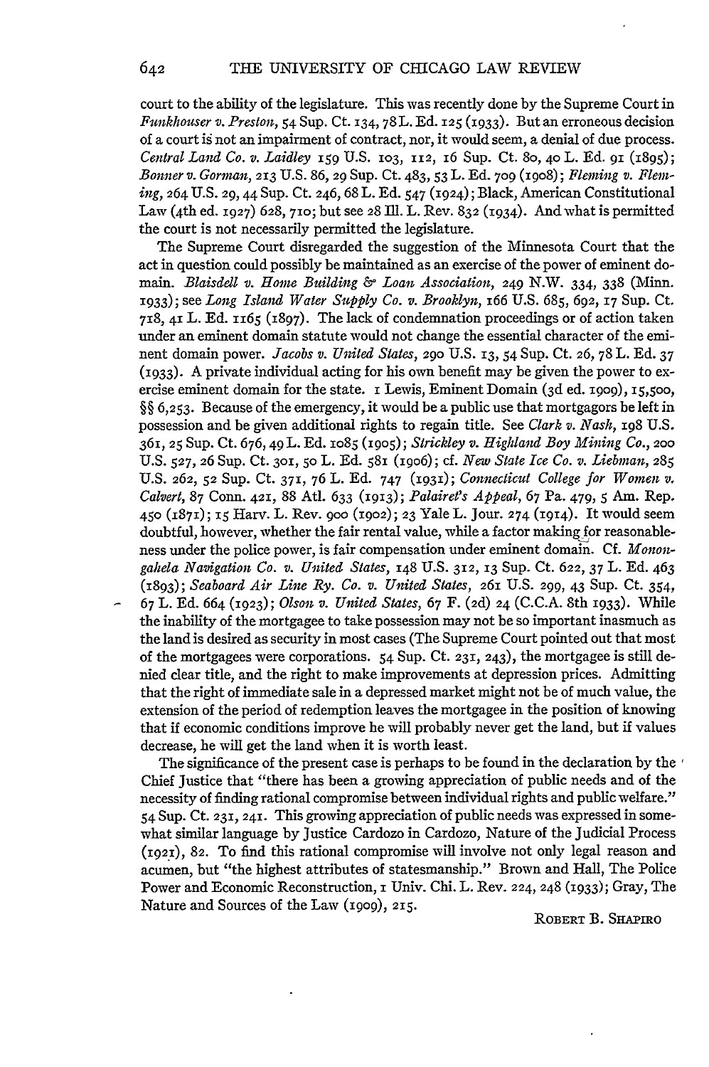court to the ability of the legislature. This was recently done by the Supreme Court in *Funkhouser v. Preston*, 54 Sup. Ct. 134, 78 L. Ed. 125 (1933). But an erroneous decision of a court is not an impairment of contract, nor, it would seem, a denial of due process. *Central Land Co. v. Laidley* 159 U.S. 103, 112, 16 Sup. Ct. 80, 40 L. Ed. 91 (1895); *Bonner v. Gorman*, 213 U.S. 86, 29 Sup. Ct. 483, 53 L. Ed. 709 (1908); *Fleming v. Fleming*, 264 U.S. 29, 44 Sup. Ct. 246, 68 L. Ed. 547 (1924); Black, American Constitutional Law (4th ed. 1927) 628, 710; but see 28 Ill. L. Rev. 832 (1934). And what is permitted the court is not necessarily permitted the legislature.

The Supreme Court disregarded the suggestion of the Minnesota Court that the act in question could possibly be maintained as an exercise of the power of eminent domain. *Blaisdell v. Home Building & Loan Association*, 249 N.W. 334, 338 (Minn. 1933); see *Long Island Water Supply Co. v. Brooklyn*, 166 U.S. 685, 692, 17 Sup. Ct. 718, 41 L. Ed. 1165 (1897). The lack of condemnation proceedings or of action taken under an eminent domain statute would not change the essential character of the eminent domain power. *Jacobs v. United States*, 290 U.S. 13, 54 Sup. Ct. 26, 78 L. Ed. 37 (1933). A private individual acting for his own benefit may be given the power to exercise eminent domain for the state. 1 Lewis, Eminent Domain (3d ed. 1909), 15,500, §§ 6,253. Because of the emergency, it would be a public use that mortgagors be left in possession and be given additional rights to regain title. See *Clark v. Nash*, 198 U.S. 361, 25 Sup. Ct. 676, 49 L. Ed. 1085 (1905); *Strickley v. Highland Boy Mining Co.*, 200 U.S. 527, 26 Sup. Ct. 301, 50 L. Ed. 581 (1906); cf. *New State Ice Co. v. Liebman*, 285 U.S. 262, 52 Sup. Ct. 371, 76 L. Ed. 747 (1931); *Connecticut College for Women v. Calvert*, 87 Conn. 421, 88 Atl. 633 (1913); *Palairet's Appeal*, 67 Pa. 479, 5 Am. Rep. 450 (1871); 15 Harv. L. Rev. 900 (1902); 23 Yale L. Jour. 274 (1914). It would seem doubtful, however, whether the fair rental value, while a factor making for reasonableness under the police power, is fair compensation under eminent domain. Cf. *Monongahela Navigation Co. v. United States*, 148 U.S. 312, 13 Sup. Ct. 622, 37 L. Ed. 463 (1893); *Seaboard Air Line Ry. Co. v. United States*, 261 U.S. 299, 43 Sup. Ct. 354, 67 L. Ed. 664 (1923); *Olson v. United States*, 67 F. (2d) 24 (C.C.A. 8th 1933). While the inability of the mortgagee to take possession may not be so important inasmuch as the land is desired as security in most cases (The Supreme Court pointed out that most of the mortgagees were corporations. 54 Sup. Ct. 231, 243), the mortgagee is still denied clear title, and the right to make improvements at depression prices. Admitting that the right of immediate sale in a depressed market might not be of much value, the extension of the period of redemption leaves the mortgagee in the position of knowing that if economic conditions improve he will probably never get the land, but if values decrease, he will get the land when it is worth least.

The significance of the present case is perhaps to be found in the declaration by the Chief Justice that "there has been a growing appreciation of public needs and of the necessity of finding rational compromise between individual rights and public welfare." 54 Sup. Ct. 231, 241. This growing appreciation of public needs was expressed in somewhat similar language by Justice Cardozo in Cardozo, Nature of the Judicial Process (1921), 82. To find this rational compromise will involve not only legal reason and acumen, but "the highest attributes of statesmanship." Brown and Hall, The Police Power and Economic Reconstruction, 1 Univ. Chi. L. Rev. 224, 248 (1933); Gray, The Nature and Sources of the Law (1909), 215.

ROBERT B. SHAPIRO